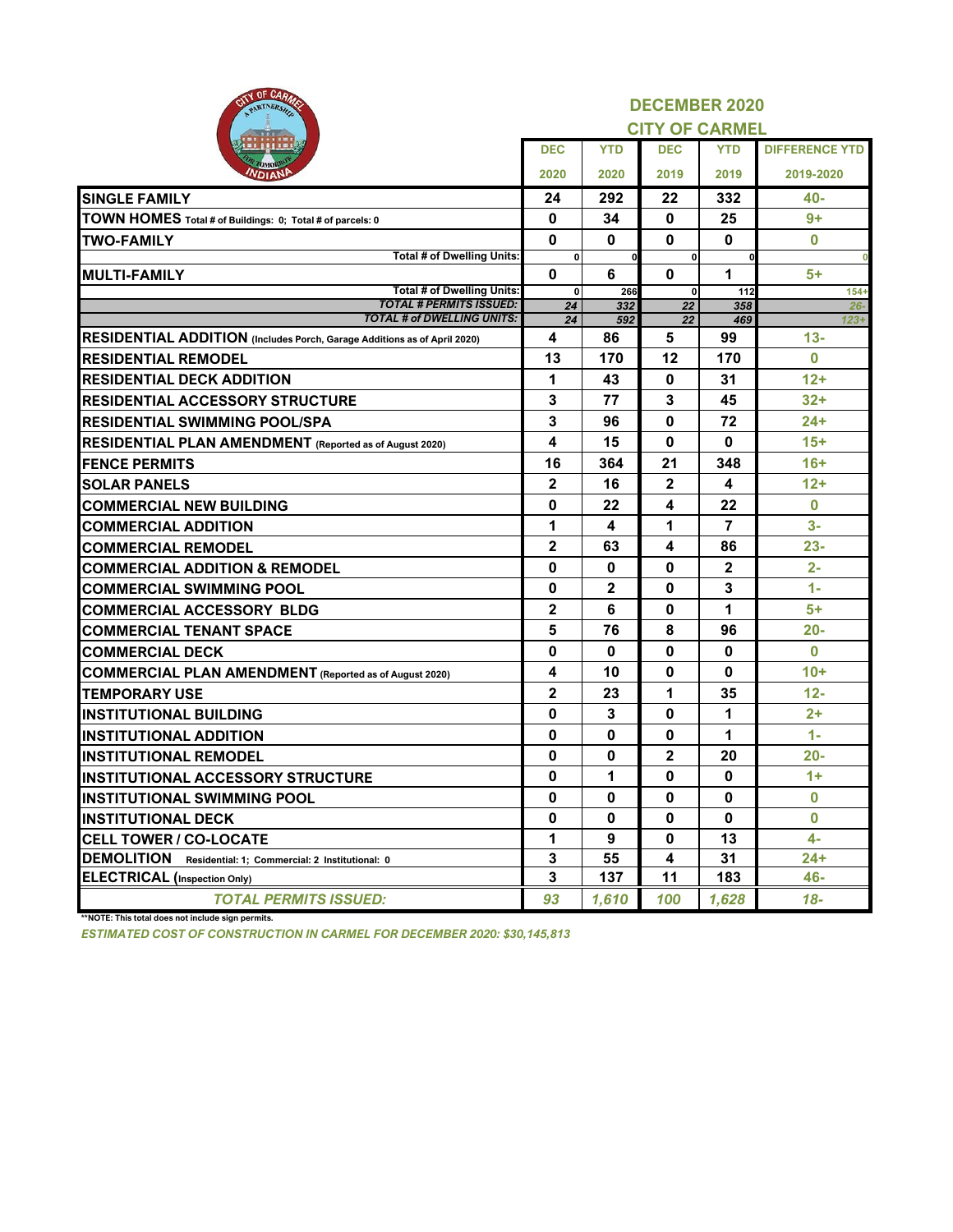## DECEMBER 2020

## CITY OF CARMEL

| | DEC 2020 | YTD 2020 | DEC 2019 | YTD 2019 | DIFFERENCE YTD 2019-2020 |
|---|---|---|---|---|---|
| **SINGLE FAMILY** | 24 | 292 | 22 | 332 | 40- |
| **TOWN HOMES** Total # of Buildings: 0; Total # of parcels: 0 | 0 | 34 | 0 | 25 | 9+ |
| **TWO-FAMILY** | 0 | 0 | 0 | 0 | 0 |
| Total # of Dwelling Units: | 0 | 0 | 0 | 0 | 0 |
| **MULTI-FAMILY** | 0 | 6 | 0 | 1 | 5+ |
| Total # of Dwelling Units: | 0 | 266 | 0 | 112 | 154+ |
| *TOTAL # PERMITS ISSUED:* | *24* | *332* | *22* | *358* | *26-* |
| *TOTAL # of DWELLING UNITS:* | *24* | *592* | *22* | *469* | *123+* |
| **RESIDENTIAL ADDITION** (Includes Porch, Garage Additions as of April 2020) | 4 | 86 | 5 | 99 | 13- |
| **RESIDENTIAL REMODEL** | 13 | 170 | 12 | 170 | 0 |
| **RESIDENTIAL DECK ADDITION** | 1 | 43 | 0 | 31 | 12+ |
| **RESIDENTIAL ACCESSORY STRUCTURE** | 3 | 77 | 3 | 45 | 32+ |
| **RESIDENTIAL SWIMMING POOL/SPA** | 3 | 96 | 0 | 72 | 24+ |
| **RESIDENTIAL PLAN AMENDMENT** (Reported as of August 2020) | 4 | 15 | 0 | 0 | 15+ |
| **FENCE PERMITS** | 16 | 364 | 21 | 348 | 16+ |
| **SOLAR PANELS** | 2 | 16 | 2 | 4 | 12+ |
| **COMMERCIAL NEW BUILDING** | 0 | 22 | 4 | 22 | 0 |
| **COMMERCIAL ADDITION** | 1 | 4 | 1 | 7 | 3- |
| **COMMERCIAL REMODEL** | 2 | 63 | 4 | 86 | 23- |
| **COMMERCIAL ADDITION & REMODEL** | 0 | 0 | 0 | 2 | 2- |
| **COMMERCIAL SWIMMING POOL** | 0 | 2 | 0 | 3 | 1- |
| **COMMERCIAL ACCESSORY BLDG** | 2 | 6 | 0 | 1 | 5+ |
| **COMMERCIAL TENANT SPACE** | 5 | 76 | 8 | 96 | 20- |
| **COMMERCIAL DECK** | 0 | 0 | 0 | 0 | 0 |
| **COMMERCIAL PLAN AMENDMENT** (Reported as of August 2020) | 4 | 10 | 0 | 0 | 10+ |
| **TEMPORARY USE** | 2 | 23 | 1 | 35 | 12- |
| **INSTITUTIONAL BUILDING** | 0 | 3 | 0 | 1 | 2+ |
| **INSTITUTIONAL ADDITION** | 0 | 0 | 0 | 1 | 1- |
| **INSTITUTIONAL REMODEL** | 0 | 0 | 2 | 20 | 20- |
| **INSTITUTIONAL ACCESSORY STRUCTURE** | 0 | 1 | 0 | 0 | 1+ |
| **INSTITUTIONAL SWIMMING POOL** | 0 | 0 | 0 | 0 | 0 |
| **INSTITUTIONAL DECK** | 0 | 0 | 0 | 0 | 0 |
| **CELL TOWER / CO-LOCATE** | 1 | 9 | 0 | 13 | 4- |
| **DEMOLITION** Residential: 1; Commercial: 2 Institutional: 0 | 3 | 55 | 4 | 31 | 24+ |
| **ELECTRICAL** (Inspection Only) | 3 | 137 | 11 | 183 | 46- |
| *TOTAL PERMITS ISSUED:* | *93* | *1,610* | *100* | *1,628* | *18-* |

**NOTE: This total does not include sign permits.

*ESTIMATED COST OF CONSTRUCTION IN CARMEL FOR DECEMBER 2020: $30,145,813*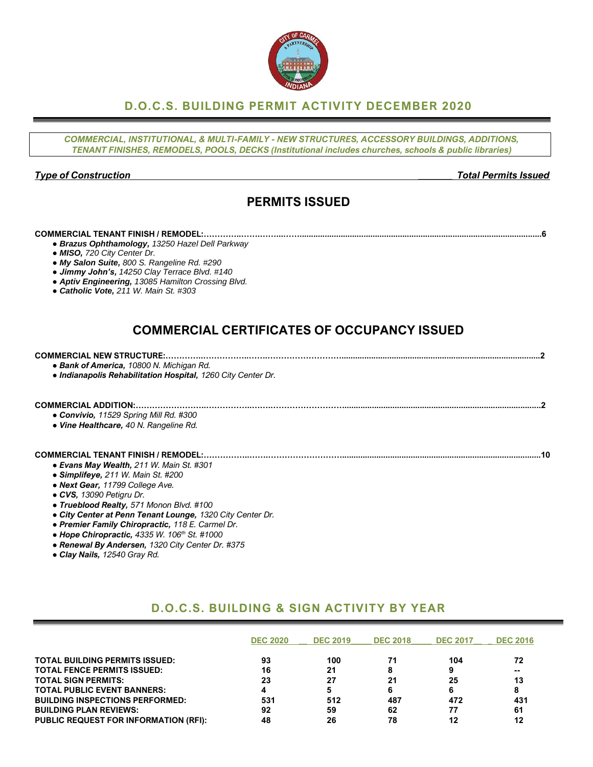## D.O.C.S. BUILDING PERMIT ACTIVITY DECEMBER 2020

*COMMERCIAL, INSTITUTIONAL, & MULTI-FAMILY - NEW STRUCTURES, ACCESSORY BUILDINGS, ADDITIONS, TENANT FINISHES, REMODELS, POOLS, DECKS (Institutional includes churches, schools & public libraries)*

***Type of Construction*** — ***Total Permits Issued***

## PERMITS ISSUED

**COMMERCIAL TENANT FINISH / REMODEL:**……………………………………………………………………**6**

- ***Brazus Ophthamology,*** *13250 Hazel Dell Parkway*
- ***MISO,*** *720 City Center Dr.*
- ***My Salon Suite,*** *800 S. Rangeline Rd. #290*
- ***Jimmy John's,*** *14250 Clay Terrace Blvd. #140*
- ***Aptiv Engineering,*** *13085 Hamilton Crossing Blvd.*
- ***Catholic Vote,*** *211 W. Main St. #303*

## COMMERCIAL CERTIFICATES OF OCCUPANCY ISSUED

**COMMERCIAL NEW STRUCTURE:**……………………………………………………………………**2**

- ***Bank of America,*** *10800 N. Michigan Rd.*
- ***Indianapolis Rehabilitation Hospital,*** *1260 City Center Dr.*

**COMMERCIAL ADDITION:**……………………………………………………………………**2**

- ***Convivio,*** *11529 Spring Mill Rd. #300*
- ***Vine Healthcare,*** *40 N. Rangeline Rd.*

**COMMERCIAL TENANT FINISH / REMODEL:**……………………………………………………………………**10**

- ***Evans May Wealth,*** *211 W. Main St. #301*
- ***Simplifeye,*** *211 W. Main St. #200*
- ***Next Gear,*** *11799 College Ave.*
- ***CVS,*** *13090 Petigru Dr.*
- ***Trueblood Realty,*** *571 Monon Blvd. #100*
- ***City Center at Penn Tenant Lounge,*** *1320 City Center Dr.*
- ***Premier Family Chiropractic,*** *118 E. Carmel Dr.*
- ***Hope Chiropractic,*** *4335 W. 106th St. #1000*
- ***Renewal By Andersen,*** *1320 City Center Dr. #375*
- ***Clay Nails,*** *12540 Gray Rd.*

## D.O.C.S. BUILDING & SIGN ACTIVITY BY YEAR

| | DEC 2020 | DEC 2019 | DEC 2018 | DEC 2017 | DEC 2016 |
|---|---|---|---|---|---|
| **TOTAL BUILDING PERMITS ISSUED:** | 93 | 100 | 71 | 104 | 72 |
| **TOTAL FENCE PERMITS ISSUED:** | 16 | 21 | 8 | 9 | -- |
| **TOTAL SIGN PERMITS:** | 23 | 27 | 21 | 25 | 13 |
| **TOTAL PUBLIC EVENT BANNERS:** | 4 | 5 | 6 | 6 | 8 |
| **BUILDING INSPECTIONS PERFORMED:** | 531 | 512 | 487 | 472 | 431 |
| **BUILDING PLAN REVIEWS:** | 92 | 59 | 62 | 77 | 61 |
| **PUBLIC REQUEST FOR INFORMATION (RFI):** | 48 | 26 | 78 | 12 | 12 |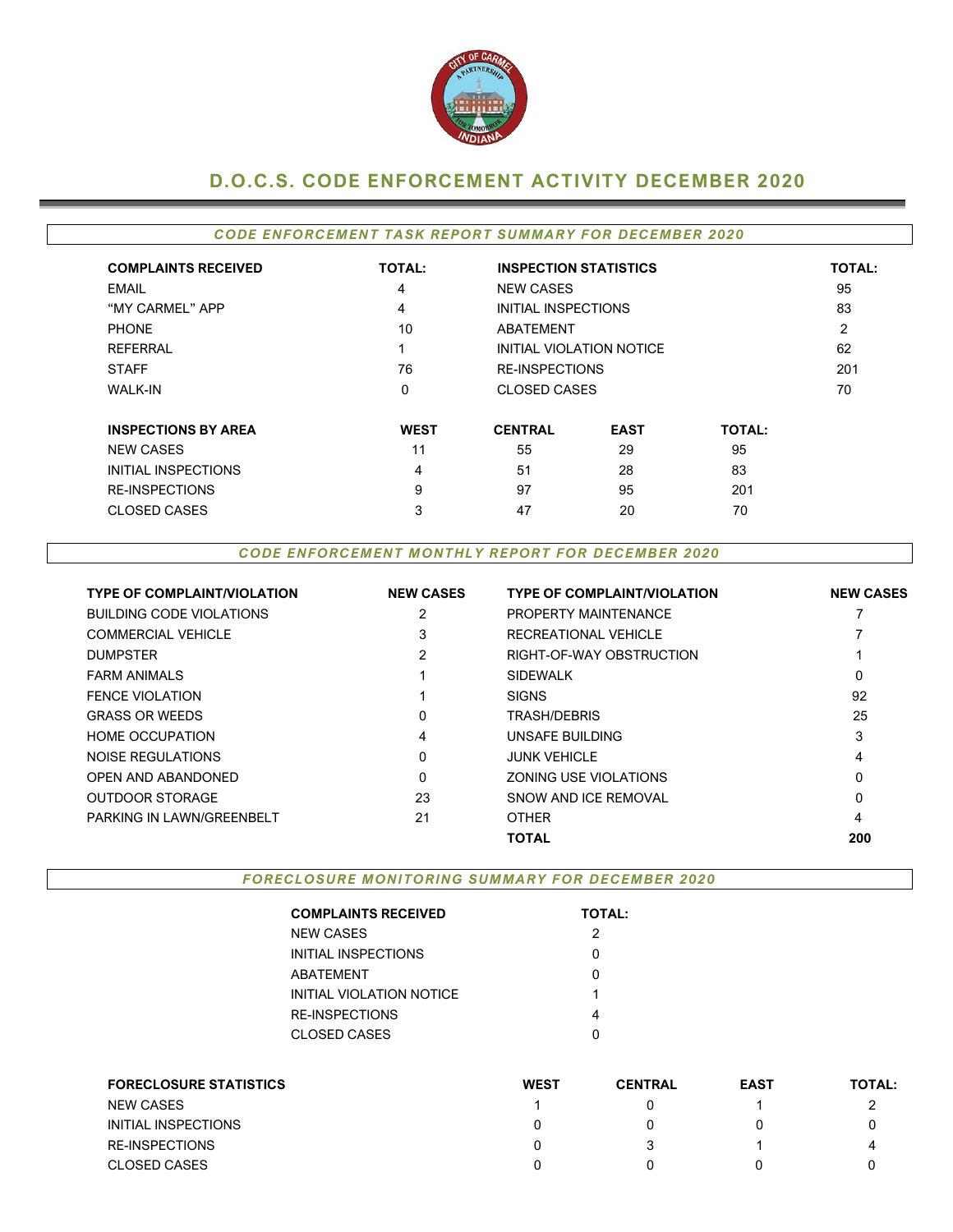# D.O.C.S. CODE ENFORCEMENT ACTIVITY DECEMBER 2020

## *CODE ENFORCEMENT TASK REPORT SUMMARY FOR DECEMBER 2020*

| COMPLAINTS RECEIVED | TOTAL: | INSPECTION STATISTICS | TOTAL: |
|---|---|---|---|
| EMAIL | 4 | NEW CASES | 95 |
| "MY CARMEL" APP | 4 | INITIAL INSPECTIONS | 83 |
| PHONE | 10 | ABATEMENT | 2 |
| REFERRAL | 1 | INITIAL VIOLATION NOTICE | 62 |
| STAFF | 76 | RE-INSPECTIONS | 201 |
| WALK-IN | 0 | CLOSED CASES | 70 |

| INSPECTIONS BY AREA | WEST | CENTRAL | EAST | TOTAL: |
|---|---|---|---|---|
| NEW CASES | 11 | 55 | 29 | 95 |
| INITIAL INSPECTIONS | 4 | 51 | 28 | 83 |
| RE-INSPECTIONS | 9 | 97 | 95 | 201 |
| CLOSED CASES | 3 | 47 | 20 | 70 |

## *CODE ENFORCEMENT MONTHLY REPORT FOR DECEMBER 2020*

| TYPE OF COMPLAINT/VIOLATION | NEW CASES | TYPE OF COMPLAINT/VIOLATION | NEW CASES |
|---|---|---|---|
| BUILDING CODE VIOLATIONS | 2 | PROPERTY MAINTENANCE | 7 |
| COMMERCIAL VEHICLE | 3 | RECREATIONAL VEHICLE | 7 |
| DUMPSTER | 2 | RIGHT-OF-WAY OBSTRUCTION | 1 |
| FARM ANIMALS | 1 | SIDEWALK | 0 |
| FENCE VIOLATION | 1 | SIGNS | 92 |
| GRASS OR WEEDS | 0 | TRASH/DEBRIS | 25 |
| HOME OCCUPATION | 4 | UNSAFE BUILDING | 3 |
| NOISE REGULATIONS | 0 | JUNK VEHICLE | 4 |
| OPEN AND ABANDONED | 0 | ZONING USE VIOLATIONS | 0 |
| OUTDOOR STORAGE | 23 | SNOW AND ICE REMOVAL | 0 |
| PARKING IN LAWN/GREENBELT | 21 | OTHER | 4 |
| | | **TOTAL** | **200** |

## *FORECLOSURE MONITORING SUMMARY FOR DECEMBER 2020*

| COMPLAINTS RECEIVED | TOTAL: |
|---|---|
| NEW CASES | 2 |
| INITIAL INSPECTIONS | 0 |
| ABATEMENT | 0 |
| INITIAL VIOLATION NOTICE | 1 |
| RE-INSPECTIONS | 4 |
| CLOSED CASES | 0 |

| FORECLOSURE STATISTICS | WEST | CENTRAL | EAST | TOTAL: |
|---|---|---|---|---|
| NEW CASES | 1 | 0 | 1 | 2 |
| INITIAL INSPECTIONS | 0 | 0 | 0 | 0 |
| RE-INSPECTIONS | 0 | 3 | 1 | 4 |
| CLOSED CASES | 0 | 0 | 0 | 0 |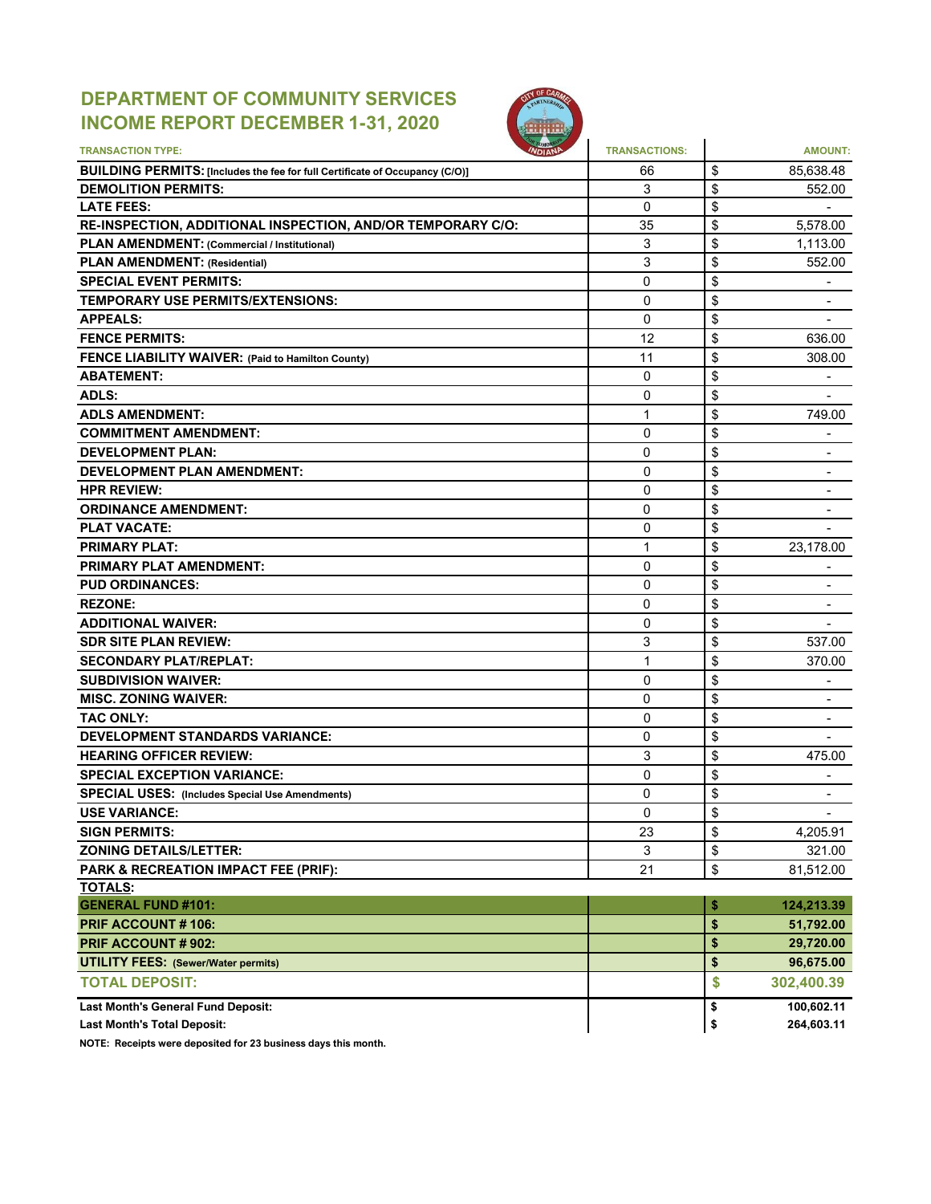# DEPARTMENT OF COMMUNITY SERVICES
## INCOME REPORT DECEMBER 1-31, 2020

| TRANSACTION TYPE: | TRANSACTIONS: | AMOUNT: |
|---|---|---|
| **BUILDING PERMITS:** [Includes the fee for full Certificate of Occupancy (C/O)] | 66 | $ 85,638.48 |
| **DEMOLITION PERMITS:** | 3 | $ 552.00 |
| **LATE FEES:** | 0 | $ - |
| **RE-INSPECTION, ADDITIONAL INSPECTION, AND/OR TEMPORARY C/O:** | 35 | $ 5,578.00 |
| **PLAN AMENDMENT:** (Commercial / Institutional) | 3 | $ 1,113.00 |
| **PLAN AMENDMENT:** (Residential) | 3 | $ 552.00 |
| **SPECIAL EVENT PERMITS:** | 0 | $ - |
| **TEMPORARY USE PERMITS/EXTENSIONS:** | 0 | $ - |
| **APPEALS:** | 0 | $ - |
| **FENCE PERMITS:** | 12 | $ 636.00 |
| **FENCE LIABILITY WAIVER:** (Paid to Hamilton County) | 11 | $ 308.00 |
| **ABATEMENT:** | 0 | $ - |
| **ADLS:** | 0 | $ - |
| **ADLS AMENDMENT:** | 1 | $ 749.00 |
| **COMMITMENT AMENDMENT:** | 0 | $ - |
| **DEVELOPMENT PLAN:** | 0 | $ - |
| **DEVELOPMENT PLAN AMENDMENT:** | 0 | $ - |
| **HPR REVIEW:** | 0 | $ - |
| **ORDINANCE AMENDMENT:** | 0 | $ - |
| **PLAT VACATE:** | 0 | $ - |
| **PRIMARY PLAT:** | 1 | $ 23,178.00 |
| **PRIMARY PLAT AMENDMENT:** | 0 | $ - |
| **PUD ORDINANCES:** | 0 | $ - |
| **REZONE:** | 0 | $ - |
| **ADDITIONAL WAIVER:** | 0 | $ - |
| **SDR SITE PLAN REVIEW:** | 3 | $ 537.00 |
| **SECONDARY PLAT/REPLAT:** | 1 | $ 370.00 |
| **SUBDIVISION WAIVER:** | 0 | $ - |
| **MISC. ZONING WAIVER:** | 0 | $ - |
| **TAC ONLY:** | 0 | $ - |
| **DEVELOPMENT STANDARDS VARIANCE:** | 0 | $ - |
| **HEARING OFFICER REVIEW:** | 3 | $ 475.00 |
| **SPECIAL EXCEPTION VARIANCE:** | 0 | $ - |
| **SPECIAL USES:** (Includes Special Use Amendments) | 0 | $ - |
| **USE VARIANCE:** | 0 | $ - |
| **SIGN PERMITS:** | 23 | $ 4,205.91 |
| **ZONING DETAILS/LETTER:** | 3 | $ 321.00 |
| **PARK & RECREATION IMPACT FEE (PRIF):** | 21 | $ 81,512.00 |
| **TOTALS:** | | |
| **GENERAL FUND #101:** | | **$ 124,213.39** |
| **PRIF ACCOUNT # 106:** | | **$ 51,792.00** |
| **PRIF ACCOUNT # 902:** | | **$ 29,720.00** |
| **UTILITY FEES:** (Sewer/Water permits) | | **$ 96,675.00** |
| **TOTAL DEPOSIT:** | | **$ 302,400.39** |
| **Last Month's General Fund Deposit:** | | **$ 100,602.11** |
| **Last Month's Total Deposit:** | | **$ 264,603.11** |

**NOTE: Receipts were deposited for 23 business days this month.**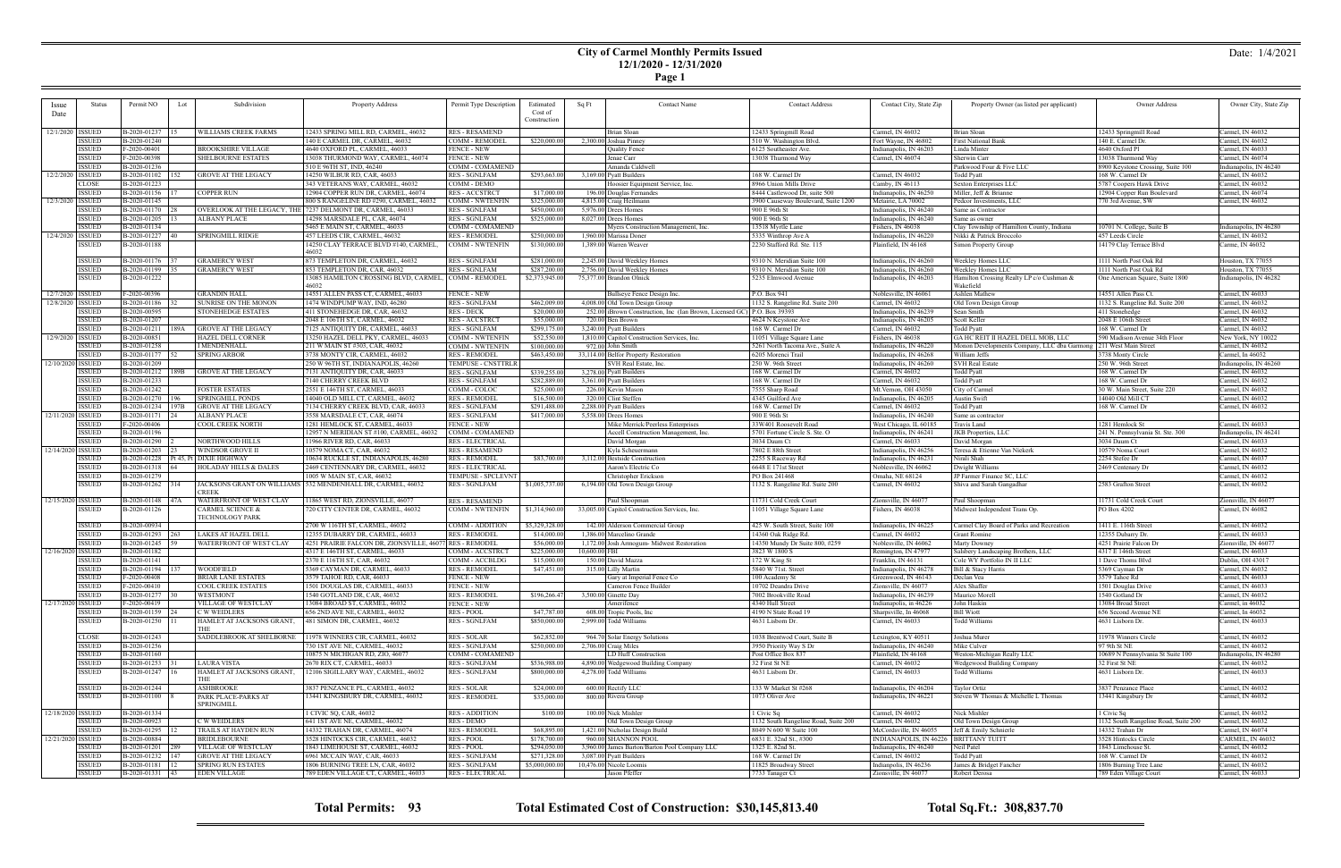# City of Carmel Monthly Permits Issued
## 12/1/2020 - 12/31/2020

Date: 1/4/2021

| Issue Date | Status | Permit NO | Lot | Subdivision | Property Address | Permit Type Description | Estimated Cost of Construction | Sq Ft | Contact Name | Contact Address | Contact City, State Zip | Property Owner (as listed per applicant) | Owner Address | Owner City, State Zip |
|---|---|---|---|---|---|---|---|---|---|---|---|---|---|---|
| 12/1/2020 | ISSUED | B-2020-01237 | 15 | WILLIAMS CREEK FARMS | 12433 SPRING MILL RD, CARMEL, 46032 | RES - RESAMEND | | | Brian Sloan | 12433 Springmill Road | Carmel, IN 46032 | Brian Sloan | 12433 Springmill Road | Carmel, IN 46032 |
| | ISSUED | B-2020-01240 | | | 140 E CARMEL DR, CARMEL, 46032 | COMM - REMODEL | $220,000.00 | 2,300.00 | Joshua Pinney | 510 W. Washington Blvd. | Fort Wayne, IN 46802 | First National Bank | 140 E. Carmel Dr. | Carmel, IN 46032 |
| | ISSUED | F-2020-00401 | | BROOKSHIRE VILLAGE | 4640 OXFORD PL, CARMEL, 46033 | FENCE - NEW | | | Quality Fence | 6125 Southeaster Ave. | Indianapolis, IN 46203 | Linda Minter | 4640 Oxford Pl | Carmel, IN 46033 |
| | ISSUED | F-2020-00398 | | SHELBOURNE ESTATES | 13038 THURMOND WAY, CARMEL, 46074 | FENCE - NEW | | | Jenae Carr | 13038 Thurmond Way | Carmel, IN 46074 | Sherwin Carr | 13038 Thurmond Way | Carmel, IN 46074 |
| | ISSUED | B-2020-01236 | | | 510 E 96TH ST, IND, 46240 | COMM - COMAMEND | | | Amanda Caldwell | | | Parkwood Four & Five LLC | 8900 Keystone Crossing, Suite 100 | Indianapolis, IN 46240 |
| 12/2/2020 | ISSUED | B-2020-01102 | 152 | GROVE AT THE LEGACY | 14250 WILBUR RD, CAR, 46033 | RES - SGNLFAM | $293,663.00 | 3,169.00 | Pyatt Builders | 168 W. Carmel Dr | Carmel, IN 46032 | Todd Pyatt | 168 W. Carmel Dr | Carmel, IN 46032 |
| | CLOSE | B-2020-01223 | | | 343 VETERANS WAY, CARMEL, 46033 | COMM - DEMO | | | Hoosier Equipment Service, Inc. | 8966 Union Mills Drive | Camby, IN 46113 | Sexton Enterprises LLC | 5787 Coopers Hawk Drive | Carmel, IN 46033 |
| | ISSUED | B-2020-01156 | 17 | COPPER RUN | 12904 COPPER RUN DR, CARMEL, 46074 | RES - ACCSTRCT | $17,000.00 | 196.00 | Douglas Fernandes | 8444 Castlewood Dr, suite 500 | Indianapolis, IN 46250 | Miller, Jeff & Brianne | 12904 Copper Run Boulevard | Carmel, IN 46074 |
| 12/3/2020 | ISSUED | B-2020-01145 | | | 800 S RANGELINE RD #290, CARMEL, 46032 | COMM - NWTENFIN | $325,000.00 | 4,815.00 | Craig Heilmann | 3900 Causeway Boulevard, Suite 1200 | Metairie, LA 70002 | Pedcor Investments, LLC | 770 3rd Avenue, SW | Carmel, IN 46032 |
| | ISSUED | B-2020-01170 | 28 | OVERLOOK AT THE LEGACY, THE | 7237 DELMONT DR, CARMEL, 46033 | RES - SGNLFAM | $450,000.00 | 5,976.00 | Drees Homes | 900 E 96th St | Indianapolis, IN 46240 | Same as Contractor | | |
| | ISSUED | B-2020-01205 | 13 | ALBANY PLACE | 14298 MARSDALE PL, CAR, 46074 | RES - SGNLFAM | $525,000.00 | 8,027.00 | Drees Homes | 900 E 96th St | Indianapolis, IN 46240 | Same as owner | | |
| | ISSUED | B-2020-01134 | | | 5465 E MAIN ST, CARMEL, 46033 | COMM - COMAMEND | | | Myers Construction Management, Inc. | 13518 Myrtle Lane | Fishers, IN 46038 | Clay Township of Hamilton County, Indiana | 10701 N. College, Suite B | Indianapolis, IN 46280 |
| 12/4/2020 | ISSUED | B-2020-01227 | 40 | SPRINGMILL RIDGE | 457 LEEDS CIR, CARMEL, 46032 | RES - REMODEL | $250,000.00 | 1,960.00 | Marissa Doner | 5335 Winthrop Ave A | Indianapolis, IN 46220 | Nikki & Patrick Broccolo | 457 Leeds Circle | Carmel, IN 46032 |
| | ISSUED | B-2020-01188 | | | 14250 CLAY TERRACE BLVD #140, CARMEL, 46032 | COMM - NWTENFIN | $130,000.00 | 1,389.00 | Warren Weaver | 2230 Stafford Rd. Ste. 115 | Plainfield, IN 46168 | Simon Property Group | 14179 Clay Terrace Blvd | Carme, IN 46032 |
| | ISSUED | B-2020-01176 | 37 | GRAMERCY WEST | 873 TEMPLETON DR, CARMEL, 46032 | RES - SGNLFAM | $281,000.00 | 2,245.00 | David Weekley Homes | 9310 N. Meridian Suite 100 | Indianapolis, IN 46260 | Weekley Homes LLC | 1111 North Post Oak Rd | Houston, TX 77055 |
| | ISSUED | B-2020-01199 | 35 | GRAMERCY WEST | 853 TEMPLETON DR, CAR, 46032 | RES - SGNLFAM | $287,200.00 | 2,756.00 | David Weekley Homes | 9310 N. Meridian Suite 100 | Indianapolis, IN 46260 | Weekley Homes LLC | 1111 North Post Oak Rd | Houston, TX 77055 |
| | ISSUED | B-2020-01222 | | | 13085 HAMILTON CROSSING BLVD, CARMEL, 46032 | COMM - REMODEL | $2,373,945.00 | 75,377.00 | Brandon Olnick | 5235 Elmwood Avenue | Indianapolis, IN 46203 | Hamilton Crossing Realty LP c/o Cushman & Wakefield | One American Square, Suite 1800 | Indianapolis, IN 46282 |
| 12/7/2020 | ISSUED | F-2020-00396 | | GRANDIN HALL | 14551 ALLEN PASS CT, CARMEL, 46033 | FENCE - NEW | | | Bullseye Fence Design Inc. | P.O. Box 941 | Noblesville, IN 46061 | Ashlen Mathew | 14551 Allen Pass Ct. | Carmel, IN 46033 |
| 12/8/2020 | ISSUED | B-2020-01186 | 32 | SUNRISE ON THE MONON | 1474 WINDPUMP WAY, IND, 46280 | RES - SGNLFAM | $462,009.00 | 4,008.00 | Old Town Design Group | 1132 S. Rangeline Rd. Suite 200 | Carmel, IN 46032 | Old Town Design Group | 1132 S. Rangeline Rd. Suite 200 | Carmel, IN 46032 |
| | ISSUED | B-2020-00595 | | STONEHEDGE ESTATES | 411 STONEHEDGE DR, CAR, 46032 | RES - DECK | $20,000.00 | 252.00 | iBrown Construction, Inc (Ian Brown, Licensed GC) | P.O. Box 39393 | Indianapolis, IN 46239 | Sean Smith | 411 Stonehedge | Carmel, IN 46032 |
| | ISSUED | B-2020-01207 | | | 2048 E 106TH ST, CARMEL, 46032 | RES - ACCSTRCT | $55,000.00 | 720.00 | Ben Brown | 4624 N Keystone Ave | Indianapolis, IN 46205 | Scott Keller | 2048 E 106th Street | Carmel, IN 46032 |
| | ISSUED | B-2020-01211 | 189A | GROVE AT THE LEGACY | 7125 ANTIQUITY DR, CARMEL, 46033 | RES - SGNLFAM | $299,175.00 | 3,240.00 | Pyatt Builders | 168 W. Carmel Dr | Carmel, IN 46032 | Todd Pyatt | 168 W. Carmel Dr | Carmel, IN 46032 |
| 12/9/2020 | ISSUED | B-2020-00851 | | HAZEL DELL CORNER | 13250 HAZEL DELL PKY, CARMEL, 46033 | COMM - NWTENFIN | $52,550.00 | 1,810.00 | Capitol Construction Services, Inc. | 11051 Village Square Lane | Fishers, IN 46038 | GA HC REIT II HAZEL DELL MOB, LLC | 590 Madison Avenue 34th Floor | New York, NY 10022 |
| | ISSUED | B-2020-01258 | | 1 MENDENHALL | 211 W MAIN ST #305, CAR, 46032 | COMM - NWTENFIN | $100,000.00 | 972.00 | John Smith | 5261 North Tacoma Ave., Suite A | Indianapolis, IN 46220 | Monon Developments Company, LLC dba Gamnong | 211 West Main Street | Carmel, IN 46032 |
| | ISSUED | B-2020-01177 | 52 | SPRING ARBOR | 3738 MONTY CIR, CARMEL, 46032 | RES - REMODEL | $463,450.00 | 33,114.00 | Belfor Property Restoration | 6205 Morenci Trail | Indianapolis, IN 46268 | William Jeffs | 3738 Monty Circle | Carmel, In 46032 |
| 12/10/2020 | ISSUED | B-2020-01209 | | | 250 W 96TH ST, INDIANAPOLIS, 46260 | TEMPUSE - CNSTTRLR | | | SVH Real Estate, Inc. | 250 W. 96th Street | Indianapolis, IN 46260 | SVH Real Estate | 250 W. 96th Street | Indianapolis, IN 46260 |
| | ISSUED | B-2020-01212 | 189B | GROVE AT THE LEGACY | 7131 ANTIQUITY DR, CARMEL, 46033 | RES - SGNLFAM | $339,255.00 | 3,278.00 | Pyatt Builders | 168 W. Carmel Dr | Carmel, IN 46032 | Todd Pyatt | 168 W. Carmel Dr | Carmel, IN 46032 |
| | ISSUED | B-2020-01233 | | | 7140 CHERRY CREEK BLVD | RES - SGNLFAM | $282,889.00 | 3,361.00 | Pyatt Builders | 168 W. Carmel Dr | Carmel, IN 46032 | Todd Pyatt | 168 W. Carmel Dr | Carmel, IN 46032 |
| | ISSUED | B-2020-01242 | | FOSTER ESTATES | 2551 E 146TH ST, CARMEL, 46033 | COMM - COLOC | $25,000.00 | 226.00 | Kevin Mason | 7555 Sharp Road | Mt.Vernon, OH 43050 | City of Carmel | 30 W. Main Street, Suite 220 | Carmel, IN 46032 |
| | ISSUED | B-2020-01270 | 196 | SPRINGMILL PONDS | 14040 OLD MILL CT, CARMEL, 46032 | RES - REMODEL | $16,500.00 | 320.00 | Clint Steffen | 4345 Guilford Ave | Indianapolis, IN 46205 | Austin Swift | 14040 Old Mill CT | Carmel, IN 46032 |
| | ISSUED | B-2020-01234 | 197B | GROVE AT THE LEGACY | 7134 CHERRY CREEK BLVD, CAR, 46033 | RES - SGNLFAM | $291,488.00 | 2,288.00 | Pyatt Builders | 168 W. Carmel Dr | Carmel, IN 46032 | Todd Pyatt | 168 W. Carmel Dr | Carmel, IN 46032 |
| 12/11/2020 | ISSUED | B-2020-01171 | 24 | ALBANY PLACE | 3558 MARSDALE CT, CAR, 46074 | RES - SGNLFAM | $417,000.00 | 5,558.00 | Drees Homes | 900 E 96th St | Indianapolis, IN 46240 | Same as contractor | | |
| | ISSUED | F-2020-00406 | | COOL CREEK NORTH | 1281 HEMLOCK ST, CARMEL, 46033 | FENCE - NEW | | | Mike Merrick/Peerless Enterprises | 33W401 Roosevelt Road | West Chicago, IL 60185 | Travis Lund | 1281 Hemlock St | Carmel, IN 46033 |
| | ISSUED | B-2020-01196 | | | 12957 N MERIDIAN ST #100, CARMEL, 46032 | COMM - COMAMEND | | | Accell Construction Management, Inc. | 5701 Fortune Circle S. Ste. O | Indianapolis, IN 46241 | JKB Properties, LLC | 241 N. Pennsylvania St. Ste. 300 | Indianapolis, IN 46241 |
| | ISSUED | B-2020-01290 | 2 | NORTHWOOD HILLS | 11966 RIVER RD, CAR, 46033 | RES - ELECTRICAL | | | David Morgan | 3034 Daum Ct | Carmel, IN 46033 | David Morgan | 3034 Daum Ct | Carmel, IN 46033 |
| 12/14/2020 | ISSUED | B-2020-01203 | 23 | WINDSOR GROVE II | 10579 NOMA CT, CAR, 46032 | RES - RESAMEND | | | Kyla Scheuermann | 7802 E 88th Street | Indianapolis, IN 46256 | Teresa & Etienne Van Niekerk | 10579 Noma Court | Carmel, IN 46032 |
| | ISSUED | B-2020-01228 | Pt 45, Pt | DIXIE HIGHWAY | 10634 RUCKLE ST, INDIANAPOLIS, 46280 | RES - REMODEL | $83,700.00 | 3,112.00 | Bestside Construction | 2255 S Raceway Rd | Indianapolis, IN 46231 | Nirali Shah | 2254 Stefee Dr | Carmel, IN 46037 |
| | ISSUED | B-2020-01318 | 64 | HOLADAY HILLS & DALES | 2469 CENTENNARY DR, CARMEL, 46032 | RES - ELECTRICAL | | | Aaron's Electric Co | 6648 E 171st Street | Noblesville, IN 46062 | Dwight Williams | 2469 Centenary Dr | Carmel, IN 46032 |
| | ISSUED | B-2020-01279 | | | 1005 W MAIN ST, CAR, 46032 | TEMPUSE - SPCLEVNT | | | Christopher Erickson | PO Box 241468 | Omaha, NE 68124 | JP Farmer Finance SC, LLC | | Carmel, IN 46032 |
| | ISSUED | B-2020-01262 | 314 | JACKSONS GRANT ON WILLIAMS CREEK | 532 MENDENHALL DR, CARMEL, 46032 | RES - SGNLFAM | $1,005,737.00 | 6,194.00 | Old Town Design Group | 1132 S. Rangeline Rd. Suite 200 | Carmel, IN 46032 | Shiva and Sarah Gangadhar | 2583 Grafton Street | Carmel, IN 46032 |
| 12/15/2020 | ISSUED | B-2020-01148 | 47A | WATERFRONT OF WEST CLAY | 11865 WEST RD, ZIONSVILLE, 46077 | RES - RESAMEND | | | Paul Shoopman | 11731 Cold Creek Court | Zionsville, IN 46077 | Paul Shoopman | 11731 Cold Creek Court | Zionsville, IN 46077 |
| | ISSUED | B-2020-01126 | | CARMEL SCIENCE & TECHNOLOGY PARK | 720 CITY CENTER DR, CARMEL, 46032 | COMM - NWTENFIN | $1,314,960.00 | 33,005.00 | Capitol Construction Services, Inc. | 11051 Village Square Lane | Fishers, IN 46038 | Midwest Independent Trans Op. | PO Box 4202 | Carmel, IN 46082 |
| | ISSUED | B-2020-00934 | | | 2700 W 116TH ST, CARMEL, 46032 | COMM - ADDITION | $5,329,328.00 | 142.00 | Alderson Commercial Group | 425 W. South Street, Suite 100 | Indianapolis, IN 46225 | Carmel Clay Board of Parks and Recreation | 1411 E. 116th Street | Carmel, IN 46032 |
| | ISSUED | B-2020-01293 | 263 | LAKES AT HAZEL DELL | 12355 DUBARRY DR, CARMEL, 46033 | RES - REMODEL | $14,000.00 | 1,386.00 | Marcelino Grande | 14360 Oak Ridge Rd. | Carmel, IN 46032 | Grant Romine | 12355 Dubarry Dr. | Carmel, IN 46033 |
| | ISSUED | B-2020-01245 | 59 | WATERFRONT OF WEST CLAY | 4251 PRAIRIE FALCON DR, ZIONSVILLE, 46077 | RES - REMODEL | $56,000.00 | 1,172.00 | Josh Armogum- Midwest Restoration | 14350 Mundy Dr Suite 800, #259 | Noblesville, IN 46062 | Marty Downey | 4251 Prairie Falcon Dr | Zionsville, IN 46077 |
| 12/16/2020 | ISSUED | B-2020-01182 | | | 4317 E 146TH ST, CARMEL, 46033 | COMM - ACCSTRCT | $225,000.00 | 10,600.00 | FBI | 3823 W 1800 S | Remington, IN 47977 | Salsbery Landscaping Brothers, LLC | 4317 E 146th Street | Carmel, IN 46033 |
| | ISSUED | B-2020-01141 | | | 2370 E 116TH ST, CAR, 46032 | COMM - ACCBLDG | $15,000.00 | 150.00 | David Mazza | 172 W King St | Franklin, IN 46131 | Cole WY Portfolio IN II LLC | 1 Dave Thomas Blvd | Dublin, OH 43017 |
| | ISSUED | B-2020-01194 | 137 | WOODFIELD | 5369 CAYMAN DR, CARMEL, 46033 | RES - REMODEL | $47,451.00 | 315.00 | Lilly Martin | 5840 W 71st. Street | Indianapolis, IN 46278 | Bill & Stacy Harris | 5369 Cayman Dr | Carmel, IN 46032 |
| | ISSUED | F-2020-00408 | | BRIAR LANE ESTATES | 3579 TAHOE RD, CAR, 46033 | FENCE - NEW | | | Gary at Imperial Fence Co | 100 Academy St | Greenwood, IN 46143 | Declan Yea | 3579 Tahoe Rd | Carmel, IN 46033 |
| | ISSUED | F-2020-00410 | | COOL CREEK ESTATES | 1501 DOUGLAS DR, CARMEL, 46033 | FENCE - NEW | | | Cameron Fence Builder | 10702 Deandra Drive | Zionsville, IN 46077 | Alex Shaffer | 1501 Douglas Drive | Carmel, IN 46033 |
| | ISSUED | B-2020-01277 | 30 | WESTMONT | 1540 GOTLAND DR, CAR, 46032 | RES - REMODEL | $196,266.47 | 3,500.00 | Ginette Day | 7002 Brookville Road | Indianapolis, IN 46239 | Maurico Morell | 1540 Gotland Dr | Carmel, IN 46032 |
| 12/17/2020 | ISSUED | F-2020-00419 | | VILLAGE OF WESTCLAY | 13084 BROAD ST, CARMEL, 46032 | FENCE - NEW | | | Amerifence | 4340 Hull Street | Indianapolis, in 46226 | John Haskin | 13084 Broad Street | Carmel, in 46032 |
| | ISSUED | B-2020-01159 | 24 | C W WEIDLERS | 656 2ND AVE NE, CARMEL, 46032 | RES - POOL | $47,787.00 | 608.00 | Tropic Pools, Inc | 4190 N State Road 19 | Sharpsville, In 46068 | Bill Wiott | 656 Second Avenue NE | Carmel, In 46032 |
| | ISSUED | B-2020-01250 | 11 | HAMLET AT JACKSONS GRANT, THE | 481 SIMON DR, CARMEL, 46032 | RES - SGNLFAM | $850,000.00 | 2,999.00 | Todd Williams | 4631 Lisborn Dr. | Carmel, IN 46033 | Todd Williams | 4631 Lisborn Dr. | Carmel, IN 46033 |
| | CLOSE | B-2020-01243 | | SADDLEBROOK AT SHELBORNE | 11978 WINNERS CIR, CARMEL, 46032 | RES - SOLAR | $62,852.00 | 964.70 | Solar Energy Solutions | 1038 Brentwood Court, Suite B | Lexington, KY 40511 | Joshua Murer | 11978 Winners Circle | Carmel, IN 46032 |
| | ISSUED | B-2020-01256 | | | 730 1ST AVE NE, CARMEL, 46032 | RES - SGNLFAM | $250,000.00 | 2,706.00 | Craig Miles | 3950 Priority Way S Dr | Indianapolis, IN 46240 | Mike Culver | 97 9th St NE | Carmel, IN 46032 |
| | ISSUED | B-2020-01160 | | | 10875 N MICHIGAN RD, ZIO, 46077 | COMM - COMAMEND | | | LD Huff Construction | Post Office Box 837 | Plainfield, IN 46168 | Weston-Michigan Realty LLC | 10689 N Pennsylvania St Suite 100 | Indianapolis, IN 46280 |
| | ISSUED | B-2020-01253 | 31 | LAURA VISTA | 2670 RIX CT, CARMEL, 46033 | RES - SGNLFAM | $536,988.00 | 4,890.00 | Wedgewood Building Company | 32 First St NE | Carmel, IN 46032 | Wedgewood Building Company | 32 First St NE | Carmel, IN 46032 |
| | ISSUED | B-2020-01247 | 16 | HAMLET AT JACKSONS GRANT, THE | 12106 SIGILLARY WAY, CARMEL, 46032 | RES - SGNLFAM | $800,000.00 | 4,278.00 | Todd Williams | 4631 Lisborn Dr. | Carmel, IN 46033 | Todd Williams | 4631 Lisborn Dr. | Carmel, IN 46033 |
| | ISSUED | B-2020-01244 | | ASHBROOKE | 3837 PENZANCE PL, CARMEL, 46032 | RES - SOLAR | $24,000.00 | 600.00 | Rectify LLC | 133 W Market St #268 | Indianapolis, IN 46204 | Taylor Ortiz | 3837 Penzance Place | Carmel, IN 46032 |
| | ISSUED | B-2020-01100 | 8 | PARK PLACE-PARKS AT SPRINGMILL | 13441 KINGSBURY DR, CARMEL, 46032 | RES - REMODEL | $35,000.00 | 800.00 | Rivera Group | 1073 Oliver Ave | Indianapolis, IN 46221 | Steven W Thomas & Michelle L Thomas | 13441 Kingsbury Dr | Carmel, IN 46032 |
| 12/18/2020 | ISSUED | B-2020-01334 | | | 1 CIVIC SQ, CAR, 46032 | RES - ADDITION | $100.00 | 100.00 | Nick Mishler | 1 Civic Sq | Carmel, IN 46032 | Nick Mishler | 1 Civic Sq | Carmel, IN 46032 |
| | ISSUED | B-2020-00923 | | C W WEIDLERS | 641 1ST AVE NE, CARMEL, 46032 | RES - DEMO | | | Old Town Design Group | 1132 South Rangeline Road, Suite 200 | Carmel, IN 46032 | Old Town Design Group | 1132 South Rangeline Road, Suite 200 | Carmel, IN 46032 |
| | ISSUED | B-2020-01295 | 12 | TRAILS AT HAYDEN RUN | 14332 TRAHAN DR, CARMEL, 46074 | RES - REMODEL | $68,895.00 | 1,421.00 | Nicholas Design Build | 8049 N 600 W Suite 100 | McCordsville, IN 46055 | Jeff & Emily Schuierle | 14332 Trahan Dr | Carmel, IN 46074 |
| 12/21/2020 | ISSUED | B-2020-00884 | | BRIDLEBOURNE | 3528 HINTOCKS CIR, CARMEL, 46032 | RES - POOL | $178,700.00 | 960.00 | SHANNON POOL | 6831 E. 32nd St., #300 | INDIANAPOLIS, IN 46226 | BRITTANY TUITT | 3528 Hintocks Circle | CARMEL, IN 46032 |
| | ISSUED | B-2020-01201 | 289 | VILLAGE OF WESTCLAY | 1845 LIMEHOUSE ST, CARMEL, 46032 | RES - POOL | $294,050.00 | 3,960.00 | James Barton/Barton Pool Company LLC | 1325 E 82nd St. | Indianapolis, IN 46240 | Neil Patel | 1845 Limehouse St. | Carmel, IN 46032 |
| | ISSUED | B-2020-01232 | 147 | GROVE AT THE LEGACY | 6961 MCCAIN WAY, CAR, 46033 | RES - SGNLFAM | $271,328.00 | 3,087.00 | Pyatt Builders | 168 W. Carmel Dr | Carmel, IN 46032 | Todd Pyatt | 168 W. Carmel Dr | Carmel, IN 46032 |
| | ISSUED | B-2020-01181 | 12 | SPRING RUN ESTATES | 1806 BURNING TREE LN, CAR, 46032 | RES - SGNLFAM | $5,000,000.00 | 10,476.00 | Nicole Loomis | 11825 Broadway Street | Indianapolis, IN 46236 | James & Bridget Fancher | 1806 Burning Tree Lane | Carmel, IN 46032 |
| | ISSUED | B-2020-01331 | 43 | EDEN VILLAGE | 789 EDEN VILLAGE CT, CARMEL, 46033 | RES - ELECTRICAL | | | Jason Pfeffer | 7733 Tanager Ct | Zionsville, IN 46077 | Robert Derosa | 789 Eden Village Court | Carmel, IN 46033 |

**Total Permits: 93** **Total Estimated Cost of Construction: $30,145,813.40** **Total Sq.Ft.: 308,837.70**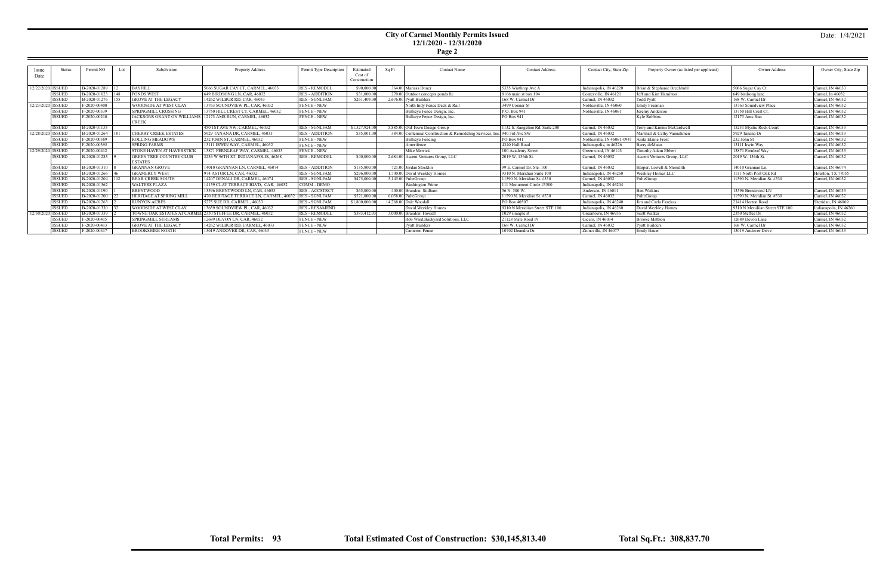# City of Carmel Monthly Permits Issued

## 12/1/2020 - 12/31/2020

Date: 1/4/2021

| Issue Date | Status | Permit NO | Lot | Subdivision | Property Address | Permit Type Description | Estimated Cost of Construction | Sq Ft | Contact Name | Contact Address | Contact City, State Zip | Property Owner (as listed per applicant) | Owner Address | Owner City, State Zip |
|---|---|---|---|---|---|---|---|---|---|---|---|---|---|---|
| 12/22/2020 | ISSUED | B-2020-01289 | 12 | BAYHILL | 5066 SUGAR CAY CT, CARMEL, 46033 | RES - REMODEL | $90,000.00 | 364.00 | Marissa Doner | 5335 Winthrop Ave A | Indianapolis, IN 46220 | Brian & Stephanie Brechbuhl | 5066 Sugar Cay Ct | Carmel, IN 46033 |
| | ISSUED | B-2020-01023 | 148 | PONDS WEST | 649 BIRDSONG LN, CAR, 46032 | RES - ADDITION | $31,000.00 | 270.00 | Outdoor concepts ponds llc | 8166 main st box 194 | Coatesville, IN 46121 | Jeff and Kim Hamilton | 649 birdsong lane | Carmel, In 46032 |
| | ISSUED | B-2020-01276 | 155 | GROVE AT THE LEGACY | 14262 WILBUR RD, CAR, 46033 | RES - SGNLFAM | $261,409.00 | 2,676.00 | Pyatt Builders | 168 W. Carmel Dr | Carmel, IN 46032 | Todd Pyatt | 168 W. Carmel Dr | Carmel, IN 46032 |
| 12/23/2020 | ISSUED | F-2020-00400 | | WOODSIDE AT WEST CLAY | 13763 SOUNDVIEW PL, CAR, 46032 | FENCE - NEW | | | North Indy Fence Deck & Rail | 3499 Conner St | Noblesville, IN 46060 | Emily Freeman | 13763 Soundview Place | Carmel, IN 46032 |
| | ISSUED | F-2020-00339 | | SPRINGMILL CROSSING | 13750 HILL CREST CT, CARMEL, 46032 | FENCE - NEW | | | Bullseye Fence Design, Inc. | P.O. Box 941 | Noblesville, IN 46061 | Jeremy Anderson | 13750 Hill Crest Ct. | Carmel, IN 46032 |
| | ISSUED | F-2020-00210 | | JACKSONS GRANT ON WILLIAMS CREEK | 12173 AMS RUN, CARMEL, 46032 | FENCE - NEW | | | Bullseye Fence Design, Inc. | PO Box 941 | | Kyle Robbins | 12173 Ams Run | Carmel, IN 46032 |
| | ISSUED | B-2020-01135 | | | 450 1ST AVE NW, CARMEL, 46032 | RES - SGNLFAM | $1,327,924.00 | 5,885.00 | Old Town Design Group | 1132 S. Rangeline Rd. Suite 200 | Carmel, IN 46032 | Terry and Kimmi McCardwell | 13231 Mystic Rock Court | Carmel, IN 46033 |
| 12/28/2020 | ISSUED | B-2020-01264 | 101 | CHERRY CREEK ESTATES | 5929 TANANA DR, CARMEL, 46033 | RES - ADDITION | $35,001.00 | 384.00 | Centennial Construction & Remodeling Services, Inc. | 940 3rd Ave SW | Carmel, IN 46032 | Marshall & Cathy Vannahmen | 5929 Tanana Dr | Carmel, IN 46033 |
| | ISSUED | F-2020-00389 | | ROLLING MEADOWS | 232 JOHN ST, CARMEL, 46032 | FENCE - NEW | | | Bullseye Fencing | PO Box 941 | Noblesville, IN 46061-0941 | Anita Elaine Frost | 232 John St | Carmel, IN 46032 |
| | ISSUED | F-2020-00395 | | SPRING FARMS | 13111 IRWIN WAY, CARMEL, 46032 | FENCE - NEW | | | Amerifence | 4340 Hull Road | Indianapolis, in 46226 | Barry deMatas | 13111 Irwin Way | Carmel, IN 46032 |
| 12/29/2020 | ISSUED | F-2020-00412 | | STONE HAVEN AT HAVERSTICK | 13871 FERNLEAF WAY, CARMEL, 46033 | FENCE - NEW | | | Mike Merrick | 100 Academy Street | Greenwood, IN 46143 | Timothy Adam Ebbert | 13871 Fernleaf Way | Carmel, IN 46033 |
| | ISSUED | B-2020-01283 | 9 | GREEN TREE COUNTRY CLUB ESTATES | 3236 W 96TH ST, INDIANAPOLIS, 46268 | RES - REMODEL | $40,000.00 | 2,684.00 | Ascent Ventures Group, LLC | 2019 W. 136th St. | Carmel, IN 46032 | Ascent Ventures Group, LLC | 2019 W. 136th St. | Carmel, IN 46032 |
| | ISSUED | B-2020-01310 | 8 | GRANNAN GROVE | 14010 GRANNAN LN, CARMEL, 46074 | RES - ADDITION | $135,800.00 | 721.00 | Jordan Stocklin | 99 E. Carmel Dr. Ste. 100 | Carmel, IN 46032 | Harper, Lowell & Meredith | 14010 Grannan Ln. | Carmel, IN 46074 |
| | ISSUED | B-2020-01266 | 46 | GRAMERCY WEST | 974 ASTOR LN, CAR, 46032 | RES - SGNLFAM | $296,000.00 | 1,700.00 | David Weekley Homes | 9310 N. Meridian Suite 100 | Indianapolis, IN 46260 | Weekley Homes LLC | 1111 North Post Oak Rd | Houston, TX 77055 |
| | ISSUED | B-2020-01204 | 112 | BEAR CREEK SOUTH | 14207 DENALI DR, CARMEL, 46074 | RES - SGNLFAM | $475,000.00 | 5,145.00 | PulteGroup | 11590 N. Meridian St. #530 | Carmel, IN 46032 | PulteGroup | 11590 N. Meridian St. #530 | Carmel, IN 46032 |
| | ISSUED | B-2020-01362 | | WALTERS PLAZA | 14159 CLAY TERRACE BLVD, CAR, 46032 | COMM - DEMO | | | Washington Prime | 111 Monument Circle #3500 | Indianapolis, IN 46204 | | | |
| | ISSUED | B-2020-01190 | 1 | BRENTWOOD | 13596 BRENTWOOD LN, CAR, 46033 | RES - ACCSTRCT | $65,000.00 | 400.00 | Brandon Stidham | 56 N. 500 W. | Anderson, IN 46011 | Ben Watkins | 13596 Brentwood LN | Carmel, IN 46033 |
| | ISSUED | B-2020-01200 | 22 | HERITAGE AT SPRING MILL | 470 HERITAGE TERRACE LN, CARMEL, 46032 | RES - SGNLFAM | $521,000.00 | 6,058.00 | PulteGroup | 11590 N. Meridian St. #530 | Carmel, IN 46032 | PulteGroup | 11590 N. Meridian St. #530 | Carmel, IN 46032 |
| | ISSUED | B-2020-01263 | 2 | RUNYON ACRES | 5275 SUE DR, CARMEL, 46033 | RES - SGNLFAM | $1,800,000.00 | 14,768.00 | Dale Woodall | PO Box 40507 | Indianapolis, IN 46240 | Jim and Carla Fazekas | 21414 Horton Road | Sheridan, IN 46069 |
| | ISSUED | B-2020-01330 | 32 | WOODSIDE AT WEST CLAY | 13659 SOUNDVIEW PL, CAR, 46032 | RES - RESAMEND | | | David Weekley Homes | 9310 N Meridiian Street STE 100 | Indianapolis, IN 46260 | David Weekley Homes | 9310 N Meridian Street STE 100 | Indianapolis, IN 46260 |
| 12/30/2020 | ISSUED | B-2020-01339 | 2 | TOWNE OAK ESTATES AT CARMEL | 2350 STEFFEE DR, CARMEL, 46032 | RES - REMODEL | $383,412.93 | 3,000.00 | Brandon Howell | 1029 s maple st | Greentown, IN 46936 | Scott Walker | 2350 Steffee Dr | Carmel, IN 46032 |
| | ISSUED | F-2020-00415 | | SPRINGMILL STREAMS | 12689 DEVON LN, CAR, 46032 | FENCE - NEW | | | Rob Ward,Backyard Solutions, LLC | 21128 State Road 19 | Cicero, IN 46034 | Brooke Mattson | 12689 Devon Lane | Carmel, IN 46032 |
| | ISSUED | F-2020-00413 | | GROVE AT THE LEGACY | 14262 WILBUR RD, CARMEL, 46033 | FENCE - NEW | | | Pyatt Builders | 168 W. Carmel Dr | Carmel, IN 46032 | Pyatt Builders | 168 W. Carmel Dr | Carmel, IN 46032 |
| | ISSUED | F-2020-00417 | | BROOKSHIRE NORTH | 13019 ANDOVER DR, CAR, 46033 | FENCE - NEW | | | Cameron Fence | 10702 Deandra Dr. | Zionsville, IN 46077 | Emily Bauer | 13019 Andover Drive | Carmel, IN 46033 |

**Total Permits: 93** **Total Estimated Cost of Construction: $30,145,813.40** **Total Sq.Ft.: 308,837.70**